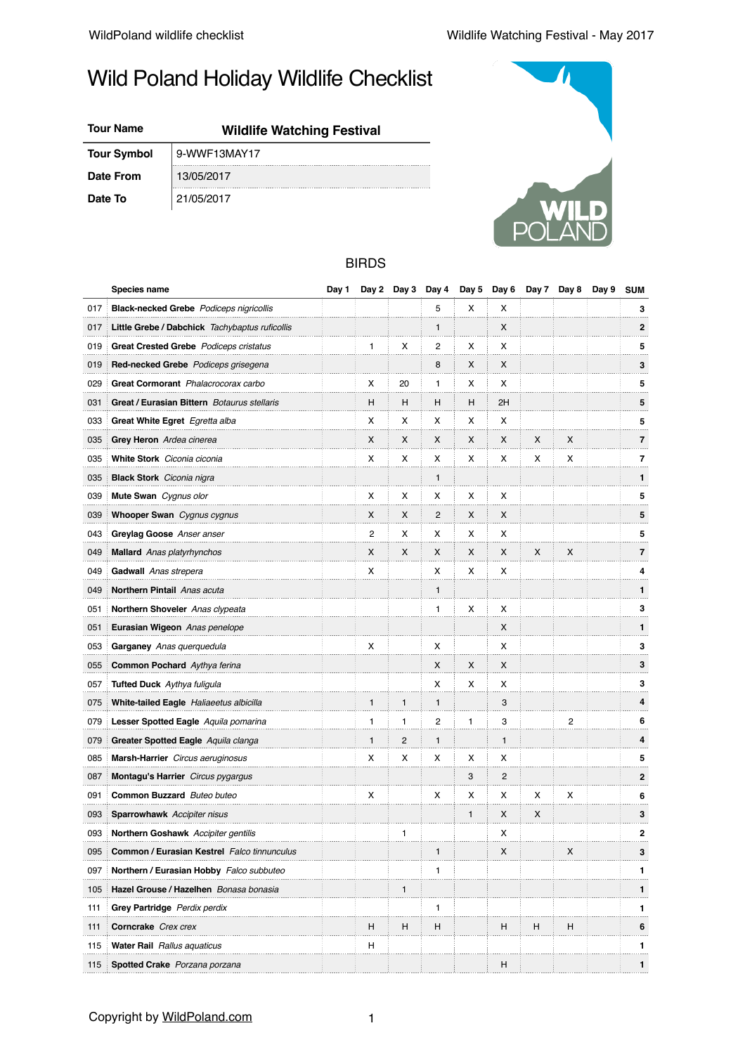# Wild Poland Holiday Wildlife Checklist

| Tour Name | Wildlife Watching Festival |
|---|---|
| Tour Symbol | 9-WWF13MAY17 |
| Date From | 13/05/2017 |
| Date To | 21/05/2017 |

## BIRDS

| | Species name | Day 1 | Day 2 | Day 3 | Day 4 | Day 5 | Day 6 | Day 7 | Day 8 | Day 9 | SUM |
|---|---|---|---|---|---|---|---|---|---|---|---|
| 017 | **Black-necked Grebe** *Podiceps nigricollis* | | | | 5 | X | X | | | | 3 |
| 017 | **Little Grebe / Dabchick** *Tachybaptus ruficollis* | | | | 1 | | X | | | | 2 |
| 019 | **Great Crested Grebe** *Podiceps cristatus* | | 1 | X | 2 | X | X | | | | 5 |
| 019 | **Red-necked Grebe** *Podiceps grisegena* | | | | 8 | X | X | | | | 3 |
| 029 | **Great Cormorant** *Phalacrocorax carbo* | | X | 20 | 1 | X | X | | | | 5 |
| 031 | **Great / Eurasian Bittern** *Botaurus stellaris* | | H | H | H | H | 2H | | | | 5 |
| 033 | **Great White Egret** *Egretta alba* | | X | X | X | X | X | | | | 5 |
| 035 | **Grey Heron** *Ardea cinerea* | | X | X | X | X | X | X | X | | 7 |
| 035 | **White Stork** *Ciconia ciconia* | | X | X | X | X | X | X | X | | 7 |
| 035 | **Black Stork** *Ciconia nigra* | | | | 1 | | | | | | 1 |
| 039 | **Mute Swan** *Cygnus olor* | | X | X | X | X | X | | | | 5 |
| 039 | **Whooper Swan** *Cygnus cygnus* | | X | X | 2 | X | X | | | | 5 |
| 043 | **Greylag Goose** *Anser anser* | | 2 | X | X | X | X | | | | 5 |
| 049 | **Mallard** *Anas platyrhynchos* | | X | X | X | X | X | X | X | | 7 |
| 049 | **Gadwall** *Anas strepera* | | X | | X | X | X | | | | 4 |
| 049 | **Northern Pintail** *Anas acuta* | | | | 1 | | | | | | 1 |
| 051 | **Northern Shoveler** *Anas clypeata* | | | | 1 | X | X | | | | 3 |
| 051 | **Eurasian Wigeon** *Anas penelope* | | | | | | X | | | | 1 |
| 053 | **Garganey** *Anas querquedula* | | X | | X | | X | | | | 3 |
| 055 | **Common Pochard** *Aythya ferina* | | | | X | X | X | | | | 3 |
| 057 | **Tufted Duck** *Aythya fuligula* | | | | X | X | X | | | | 3 |
| 075 | **White-tailed Eagle** *Haliaeetus albicilla* | | 1 | 1 | 1 | | 3 | | | | 4 |
| 079 | **Lesser Spotted Eagle** *Aquila pomarina* | | 1 | 1 | 2 | 1 | 3 | | 2 | | 6 |
| 079 | **Greater Spotted Eagle** *Aquila clanga* | | 1 | 2 | 1 | | 1 | | | | 4 |
| 085 | **Marsh-Harrier** *Circus aeruginosus* | | X | X | X | X | X | | | | 5 |
| 087 | **Montagu's Harrier** *Circus pygargus* | | | | | 3 | 2 | | | | 2 |
| 091 | **Common Buzzard** *Buteo buteo* | | X | | X | X | X | X | X | | 6 |
| 093 | **Sparrowhawk** *Accipiter nisus* | | | | | 1 | X | X | | | 3 |
| 093 | **Northern Goshawk** *Accipiter gentilis* | | | 1 | | | X | | | | 2 |
| 095 | **Common / Eurasian Kestrel** *Falco tinnunculus* | | | | 1 | | X | | X | | 3 |
| 097 | **Northern / Eurasian Hobby** *Falco subbuteo* | | | | 1 | | | | | | 1 |
| 105 | **Hazel Grouse / Hazelhen** *Bonasa bonasia* | | | 1 | | | | | | | 1 |
| 111 | **Grey Partridge** *Perdix perdix* | | | | 1 | | | | | | 1 |
| 111 | **Corncrake** *Crex crex* | | H | H | H | | H | H | H | | 6 |
| 115 | **Water Rail** *Rallus aquaticus* | | H | | | | | | | | 1 |
| 115 | **Spotted Crake** *Porzana porzana* | | | | | | H | | | | 1 |

Copyright by WildPoland.com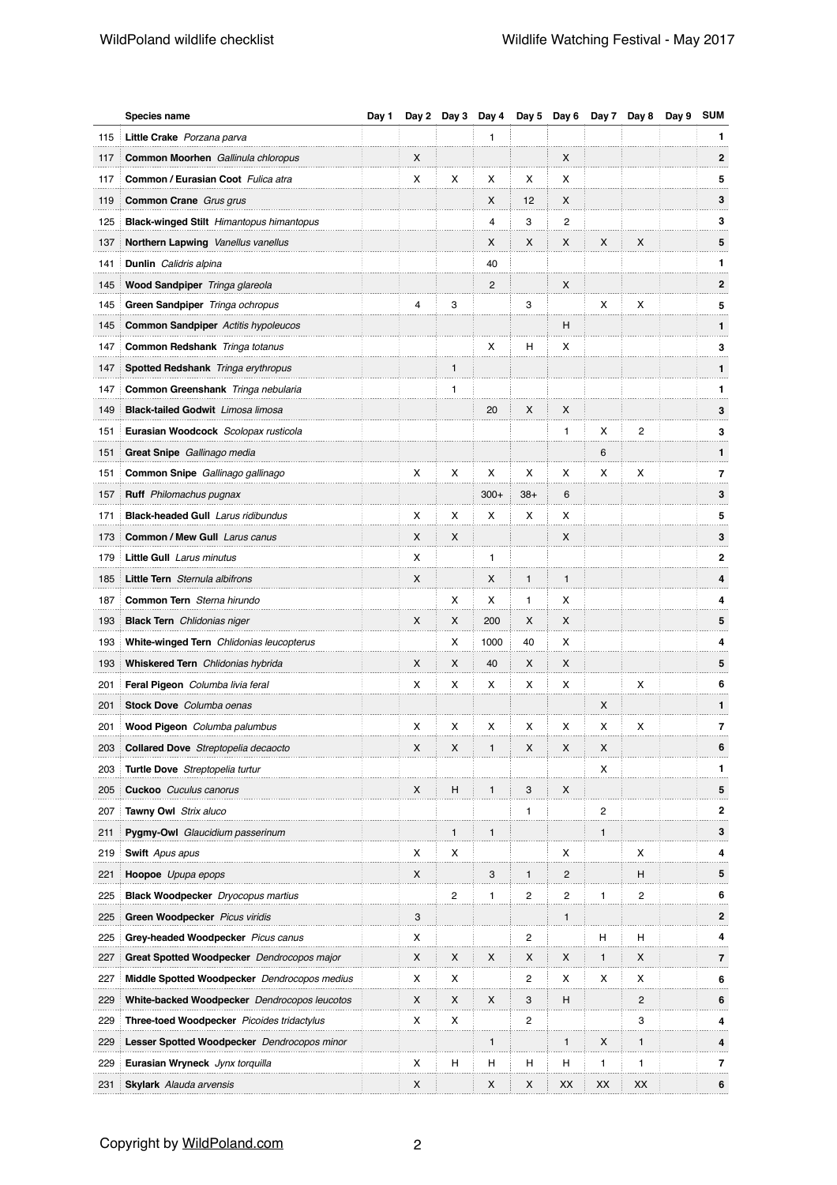| | Species name | Day 1 | Day 2 | Day 3 | Day 4 | Day 5 | Day 6 | Day 7 | Day 8 | Day 9 | SUM |
|---|---|---|---|---|---|---|---|---|---|---|---|
| 115 | **Little Crake** *Porzana parva* | | | | 1 | | | | | | **1** |
| 117 | **Common Moorhen** *Gallinula chloropus* | | X | | | | X | | | | **2** |
| 117 | **Common / Eurasian Coot** *Fulica atra* | | X | X | X | X | X | | | | **5** |
| 119 | **Common Crane** *Grus grus* | | | | X | 12 | X | | | | **3** |
| 125 | **Black-winged Stilt** *Himantopus himantopus* | | | | 4 | 3 | 2 | | | | **3** |
| 137 | **Northern Lapwing** *Vanellus vanellus* | | | | X | X | X | X | X | | **5** |
| 141 | **Dunlin** *Calidris alpina* | | | | 40 | | | | | | **1** |
| 145 | **Wood Sandpiper** *Tringa glareola* | | | | 2 | | X | | | | **2** |
| 145 | **Green Sandpiper** *Tringa ochropus* | | 4 | 3 | | 3 | | X | X | | **5** |
| 145 | **Common Sandpiper** *Actitis hypoleucos* | | | | | | H | | | | **1** |
| 147 | **Common Redshank** *Tringa totanus* | | | | X | H | X | | | | **3** |
| 147 | **Spotted Redshank** *Tringa erythropus* | | | 1 | | | | | | | **1** |
| 147 | **Common Greenshank** *Tringa nebularia* | | | 1 | | | | | | | **1** |
| 149 | **Black-tailed Godwit** *Limosa limosa* | | | | 20 | X | X | | | | **3** |
| 151 | **Eurasian Woodcock** *Scolopax rusticola* | | | | | | 1 | X | 2 | | **3** |
| 151 | **Great Snipe** *Gallinago media* | | | | | | | 6 | | | **1** |
| 151 | **Common Snipe** *Gallinago gallinago* | | X | X | X | X | X | X | X | | **7** |
| 157 | **Ruff** *Philomachus pugnax* | | | | 300+ | 38+ | 6 | | | | **3** |
| 171 | **Black-headed Gull** *Larus ridibundus* | | X | X | X | X | X | | | | **5** |
| 173 | **Common / Mew Gull** *Larus canus* | | X | X | | | X | | | | **3** |
| 179 | **Little Gull** *Larus minutus* | | X | | 1 | | | | | | **2** |
| 185 | **Little Tern** *Sternula albifrons* | | X | | X | 1 | 1 | | | | **4** |
| 187 | **Common Tern** *Sterna hirundo* | | | X | X | 1 | X | | | | **4** |
| 193 | **Black Tern** *Chlidonias niger* | | X | X | 200 | X | X | | | | **5** |
| 193 | **White-winged Tern** *Chlidonias leucopterus* | | | X | 1000 | 40 | X | | | | **4** |
| 193 | **Whiskered Tern** *Chlidonias hybrida* | | X | X | 40 | X | X | | | | **5** |
| 201 | **Feral Pigeon** *Columba livia feral* | | X | X | X | X | X | | X | | **6** |
| 201 | **Stock Dove** *Columba oenas* | | | | | | | X | | | **1** |
| 201 | **Wood Pigeon** *Columba palumbus* | | X | X | X | X | X | X | X | | **7** |
| 203 | **Collared Dove** *Streptopelia decaocto* | | X | X | 1 | X | X | X | | | **6** |
| 203 | **Turtle Dove** *Streptopelia turtur* | | | | | | | X | | | **1** |
| 205 | **Cuckoo** *Cuculus canorus* | | X | H | 1 | 3 | X | | | | **5** |
| 207 | **Tawny Owl** *Strix aluco* | | | | | 1 | | 2 | | | **2** |
| 211 | **Pygmy-Owl** *Glaucidium passerinum* | | | 1 | 1 | | | 1 | | | **3** |
| 219 | **Swift** *Apus apus* | | X | X | | | X | | X | | **4** |
| 221 | **Hoopoe** *Upupa epops* | | X | | 3 | 1 | 2 | | H | | **5** |
| 225 | **Black Woodpecker** *Dryocopus martius* | | | 2 | 1 | 2 | 2 | 1 | 2 | | **6** |
| 225 | **Green Woodpecker** *Picus viridis* | | 3 | | | | 1 | | | | **2** |
| 225 | **Grey-headed Woodpecker** *Picus canus* | | X | | | 2 | | H | H | | **4** |
| 227 | **Great Spotted Woodpecker** *Dendrocopos major* | | X | X | X | X | X | 1 | X | | **7** |
| 227 | **Middle Spotted Woodpecker** *Dendrocopos medius* | | X | X | | 2 | X | X | X | | **6** |
| 229 | **White-backed Woodpecker** *Dendrocopos leucotos* | | X | X | X | 3 | H | | 2 | | **6** |
| 229 | **Three-toed Woodpecker** *Picoides tridactylus* | | X | X | | 2 | | | 3 | | **4** |
| 229 | **Lesser Spotted Woodpecker** *Dendrocopos minor* | | | | 1 | | 1 | X | 1 | | **4** |
| 229 | **Eurasian Wryneck** *Jynx torquilla* | | X | H | H | H | H | 1 | 1 | | **7** |
| 231 | **Skylark** *Alauda arvensis* | | X | | X | X | XX | XX | XX | | **6** |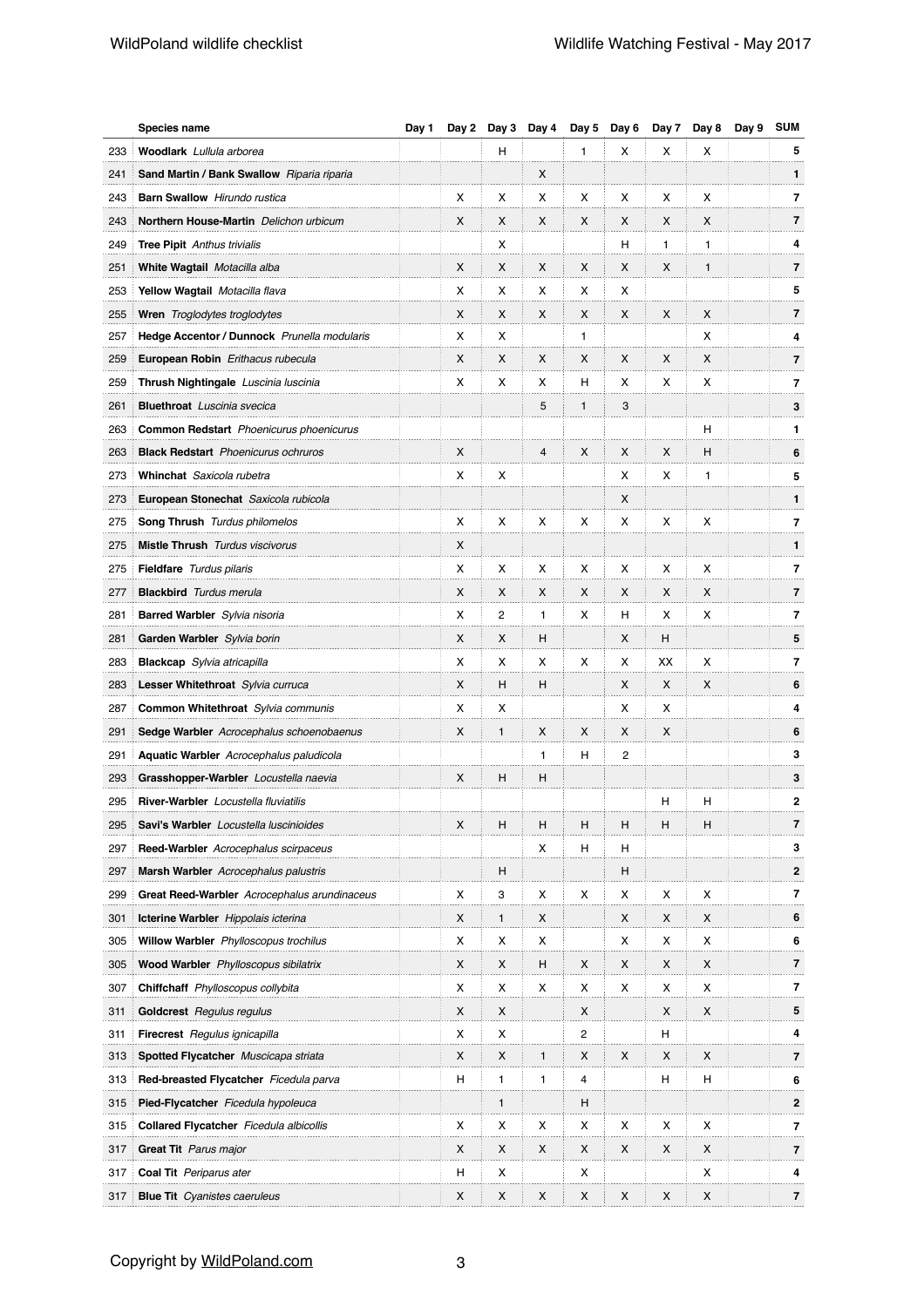| | Species name | Day 1 | Day 2 | Day 3 | Day 4 | Day 5 | Day 6 | Day 7 | Day 8 | Day 9 | SUM |
|---|---|---|---|---|---|---|---|---|---|---|---|
| 233 | **Woodlark** *Lullula arborea* | | | H | | 1 | X | X | X | | 5 |
| 241 | **Sand Martin / Bank Swallow** *Riparia riparia* | | | | X | | | | | | 1 |
| 243 | **Barn Swallow** *Hirundo rustica* | | X | X | X | X | X | X | X | | 7 |
| 243 | **Northern House-Martin** *Delichon urbicum* | | X | X | X | X | X | X | X | | 7 |
| 249 | **Tree Pipit** *Anthus trivialis* | | | X | | | H | 1 | 1 | | 4 |
| 251 | **White Wagtail** *Motacilla alba* | | X | X | X | X | X | X | 1 | | 7 |
| 253 | **Yellow Wagtail** *Motacilla flava* | | X | X | X | X | X | | | | 5 |
| 255 | **Wren** *Troglodytes troglodytes* | | X | X | X | X | X | X | X | | 7 |
| 257 | **Hedge Accentor / Dunnock** *Prunella modularis* | | X | X | | 1 | | | X | | 4 |
| 259 | **European Robin** *Erithacus rubecula* | | X | X | X | X | X | X | X | | 7 |
| 259 | **Thrush Nightingale** *Luscinia luscinia* | | X | X | X | H | X | X | X | | 7 |
| 261 | **Bluethroat** *Luscinia svecica* | | | | 5 | 1 | 3 | | | | 3 |
| 263 | **Common Redstart** *Phoenicurus phoenicurus* | | | | | | | | H | | 1 |
| 263 | **Black Redstart** *Phoenicurus ochruros* | | X | | 4 | X | X | X | H | | 6 |
| 273 | **Whinchat** *Saxicola rubetra* | | X | X | | | X | X | 1 | | 5 |
| 273 | **European Stonechat** *Saxicola rubicola* | | | | | | X | | | | 1 |
| 275 | **Song Thrush** *Turdus philomelos* | | X | X | X | X | X | X | X | | 7 |
| 275 | **Mistle Thrush** *Turdus viscivorus* | | X | | | | | | | | 1 |
| 275 | **Fieldfare** *Turdus pilaris* | | X | X | X | X | X | X | X | | 7 |
| 277 | **Blackbird** *Turdus merula* | | X | X | X | X | X | X | X | | 7 |
| 281 | **Barred Warbler** *Sylvia nisoria* | | X | 2 | 1 | X | H | X | X | | 7 |
| 281 | **Garden Warbler** *Sylvia borin* | | X | X | H | | X | H | | | 5 |
| 283 | **Blackcap** *Sylvia atricapilla* | | X | X | X | X | X | XX | X | | 7 |
| 283 | **Lesser Whitethroat** *Sylvia curruca* | | X | H | H | | X | X | X | | 6 |
| 287 | **Common Whitethroat** *Sylvia communis* | | X | X | | | X | X | | | 4 |
| 291 | **Sedge Warbler** *Acrocephalus schoenobaenus* | | X | 1 | X | X | X | X | | | 6 |
| 291 | **Aquatic Warbler** *Acrocephalus paludicola* | | | | 1 | H | 2 | | | | 3 |
| 293 | **Grasshopper-Warbler** *Locustella naevia* | | X | H | H | | | | | | 3 |
| 295 | **River-Warbler** *Locustella fluviatilis* | | | | | | | H | H | | 2 |
| 295 | **Savi's Warbler** *Locustella luscinioides* | | X | H | H | H | H | H | H | | 7 |
| 297 | **Reed-Warbler** *Acrocephalus scirpaceus* | | | | X | H | H | | | | 3 |
| 297 | **Marsh Warbler** *Acrocephalus palustris* | | | H | | | H | | | | 2 |
| 299 | **Great Reed-Warbler** *Acrocephalus arundinaceus* | | X | 3 | X | X | X | X | X | | 7 |
| 301 | **Icterine Warbler** *Hippolais icterina* | | X | 1 | X | | X | X | X | | 6 |
| 305 | **Willow Warbler** *Phylloscopus trochilus* | | X | X | X | | X | X | X | | 6 |
| 305 | **Wood Warbler** *Phylloscopus sibilatrix* | | X | X | H | X | X | X | X | | 7 |
| 307 | **Chiffchaff** *Phylloscopus collybita* | | X | X | X | X | X | X | X | | 7 |
| 311 | **Goldcrest** *Regulus regulus* | | X | X | | X | | X | X | | 5 |
| 311 | **Firecrest** *Regulus ignicapilla* | | X | X | | 2 | | H | | | 4 |
| 313 | **Spotted Flycatcher** *Muscicapa striata* | | X | X | 1 | X | X | X | X | | 7 |
| 313 | **Red-breasted Flycatcher** *Ficedula parva* | | H | 1 | 1 | 4 | | H | H | | 6 |
| 315 | **Pied-Flycatcher** *Ficedula hypoleuca* | | | 1 | | H | | | | | 2 |
| 315 | **Collared Flycatcher** *Ficedula albicollis* | | X | X | X | X | X | X | X | | 7 |
| 317 | **Great Tit** *Parus major* | | X | X | X | X | X | X | X | | 7 |
| 317 | **Coal Tit** *Periparus ater* | | H | X | | X | | | X | | 4 |
| 317 | **Blue Tit** *Cyanistes caeruleus* | | X | X | X | X | X | X | X | | 7 |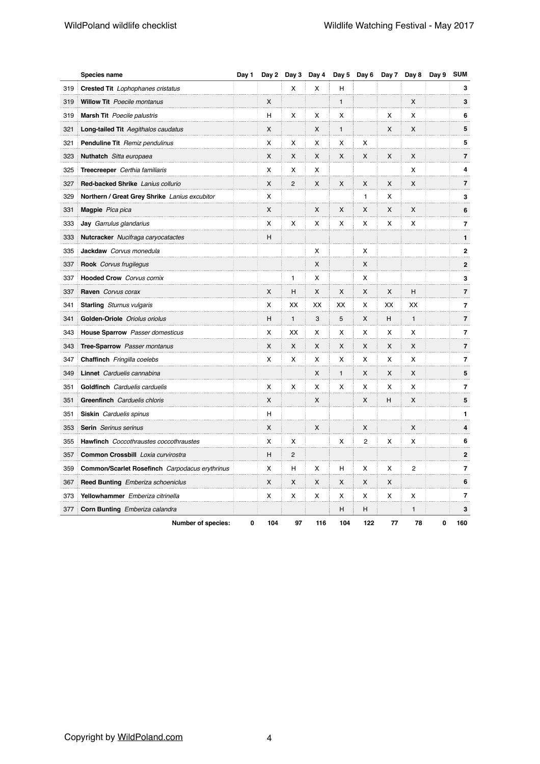| | Species name | Day 1 | Day 2 | Day 3 | Day 4 | Day 5 | Day 6 | Day 7 | Day 8 | Day 9 | SUM |
|---|---|---|---|---|---|---|---|---|---|---|---|
| 319 | **Crested Tit** *Lophophanes cristatus* | | | X | X | H | | | | | 3 |
| 319 | **Willow Tit** *Poecile montanus* | | X | | | 1 | | | X | | 3 |
| 319 | **Marsh Tit** *Poecile palustris* | | H | X | X | X | | X | X | | 6 |
| 321 | **Long-tailed Tit** *Aegithalos caudatus* | | X | | X | 1 | | X | X | | 5 |
| 321 | **Penduline Tit** *Remiz pendulinus* | | X | X | X | X | X | | | | 5 |
| 323 | **Nuthatch** *Sitta europaea* | | X | X | X | X | X | X | X | | 7 |
| 325 | **Treecreeper** *Certhia familiaris* | | X | X | X | | | | X | | 4 |
| 327 | **Red-backed Shrike** *Lanius collurio* | | X | 2 | X | X | X | X | X | | 7 |
| 329 | **Northern / Great Grey Shrike** *Lanius excubitor* | | X | | | | 1 | X | | | 3 |
| 331 | **Magpie** *Pica pica* | | X | | X | X | X | X | X | | 6 |
| 333 | **Jay** *Garrulus glandarius* | | X | X | X | X | X | X | X | | 7 |
| 333 | **Nutcracker** *Nucifraga caryocatactes* | | H | | | | | | | | 1 |
| 335 | **Jackdaw** *Corvus monedula* | | | | X | | X | | | | 2 |
| 337 | **Rook** *Corvus frugilegus* | | | | X | | X | | | | 2 |
| 337 | **Hooded Crow** *Corvus cornix* | | | 1 | X | | X | | | | 3 |
| 337 | **Raven** *Corvus corax* | | X | H | X | X | X | X | H | | 7 |
| 341 | **Starling** *Sturnus vulgaris* | | X | XX | XX | XX | X | XX | XX | | 7 |
| 341 | **Golden-Oriole** *Oriolus oriolus* | | H | 1 | 3 | 5 | X | H | 1 | | 7 |
| 343 | **House Sparrow** *Passer domesticus* | | X | XX | X | X | X | X | X | | 7 |
| 343 | **Tree-Sparrow** *Passer montanus* | | X | X | X | X | X | X | X | | 7 |
| 347 | **Chaffinch** *Fringilla coelebs* | | X | X | X | X | X | X | X | | 7 |
| 349 | **Linnet** *Carduelis cannabina* | | | | X | 1 | X | X | X | | 5 |
| 351 | **Goldfinch** *Carduelis carduelis* | | X | X | X | X | X | X | X | | 7 |
| 351 | **Greenfinch** *Carduelis chloris* | | X | | X | | X | H | X | | 5 |
| 351 | **Siskin** *Carduelis spinus* | | H | | | | | | | | 1 |
| 353 | **Serin** *Serinus serinus* | | X | | X | | X | | X | | 4 |
| 355 | **Hawfinch** *Coccothraustes coccothraustes* | | X | X | | X | 2 | X | X | | 6 |
| 357 | **Common Crossbill** *Loxia curvirostra* | | H | 2 | | | | | | | 2 |
| 359 | **Common/Scarlet Rosefinch** *Carpodacus erythrinus* | | X | H | X | H | X | X | 2 | | 7 |
| 367 | **Reed Bunting** *Emberiza schoeniclus* | | X | X | X | X | X | X | | | 6 |
| 373 | **Yellowhammer** *Emberiza citrinella* | | X | X | X | X | X | X | X | | 7 |
| 377 | **Corn Bunting** *Emberiza calandra* | | | | | H | H | | 1 | | 3 |
| | **Number of species:** | **0** | **104** | **97** | **116** | **104** | **122** | **77** | **78** | **0** | **160** |

Copyright by WildPoland.com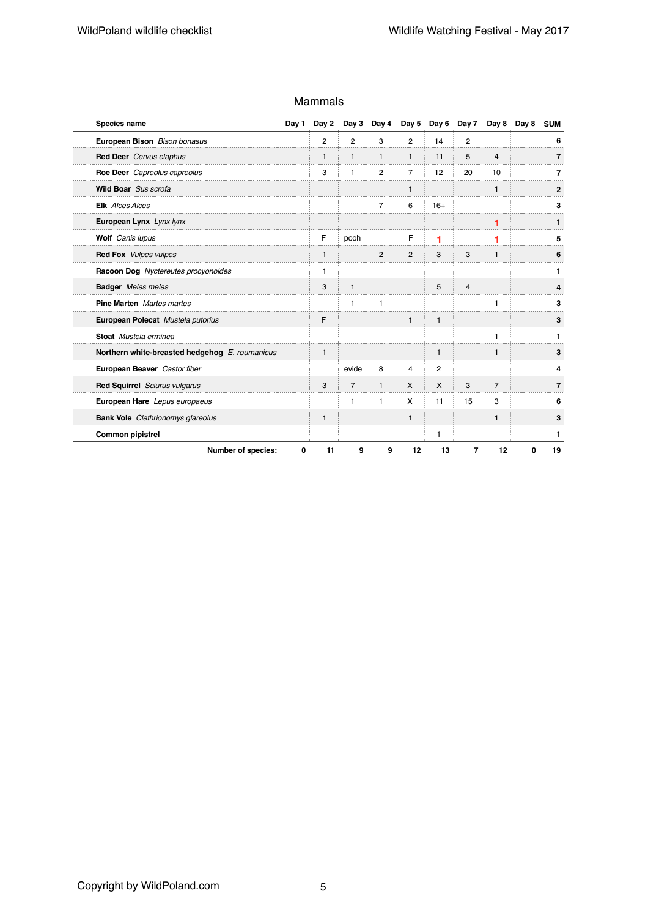# Mammals

| Species name | Day 1 | Day 2 | Day 3 | Day 4 | Day 5 | Day 6 | Day 7 | Day 8 | Day 8 | SUM |
|---|---|---|---|---|---|---|---|---|---|---|
| **European Bison** *Bison bonasus* | | 2 | 2 | 3 | 2 | 14 | 2 | | | **6** |
| **Red Deer** *Cervus elaphus* | | 1 | 1 | 1 | 1 | 11 | 5 | 4 | | **7** |
| **Roe Deer** *Capreolus capreolus* | | 3 | 1 | 2 | 7 | 12 | 20 | 10 | | **7** |
| **Wild Boar** *Sus scrofa* | | | | | 1 | | | 1 | | **2** |
| **Elk** *Alces Alces* | | | | 7 | 6 | 16+ | | | | **3** |
| **European Lynx** *Lynx lynx* | | | | | | | | 1 | | **1** |
| **Wolf** *Canis lupus* | | F | pooh | | F | 1 | | 1 | | **5** |
| **Red Fox** *Vulpes vulpes* | | 1 | | 2 | 2 | 3 | 3 | 1 | | **6** |
| **Racoon Dog** *Nyctereutes procyonoides* | | 1 | | | | | | | | **1** |
| **Badger** *Meles meles* | | 3 | 1 | | | 5 | 4 | | | **4** |
| **Pine Marten** *Martes martes* | | | 1 | 1 | | | | 1 | | **3** |
| **European Polecat** *Mustela putorius* | | F | | | 1 | 1 | | | | **3** |
| **Stoat** *Mustela erminea* | | | | | | | | 1 | | **1** |
| **Northern white-breasted hedgehog** *E. roumanicus* | | 1 | | | | 1 | | 1 | | **3** |
| **European Beaver** *Castor fiber* | | | evide | 8 | 4 | 2 | | | | **4** |
| **Red Squirrel** *Sciurus vulgarus* | | 3 | 7 | 1 | X | X | 3 | 7 | | **7** |
| **European Hare** *Lepus europaeus* | | | 1 | 1 | X | 11 | 15 | 3 | | **6** |
| **Bank Vole** *Clethrionomys glareolus* | | 1 | | | 1 | | | 1 | | **3** |
| **Common pipistrel** | | | | | | 1 | | | | **1** |
| **Number of species:** | **0** | **11** | **9** | **9** | **12** | **13** | **7** | **12** | **0** | **19** |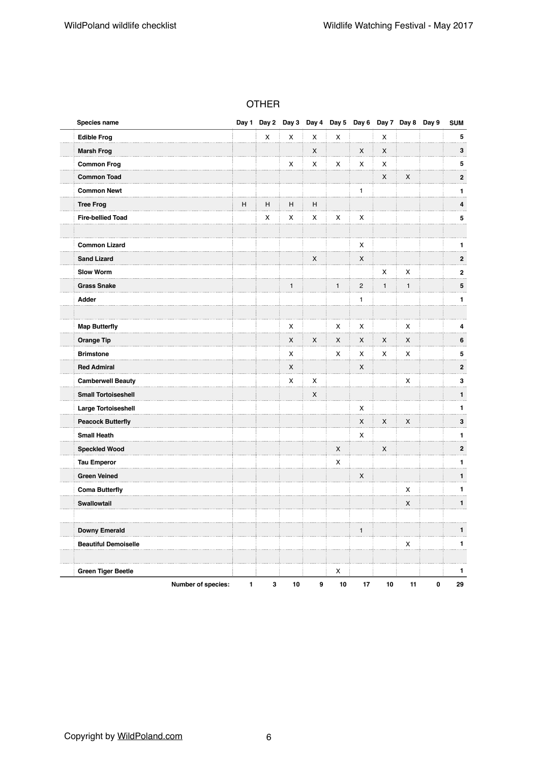## OTHER

| Species name | Day 1 | Day 2 | Day 3 | Day 4 | Day 5 | Day 6 | Day 7 | Day 8 | Day 9 | SUM |
|---|---|---|---|---|---|---|---|---|---|---|
| **Edible Frog** | | X | X | X | X | | X | | | **5** |
| **Marsh Frog** | | | | X | | X | X | | | **3** |
| **Common Frog** | | | X | X | X | X | X | | | **5** |
| **Common Toad** | | | | | | | X | X | | **2** |
| **Common Newt** | | | | | | 1 | | | | **1** |
| **Tree Frog** | H | H | H | H | | | | | | **4** |
| **Fire-bellied Toad** | | X | X | X | X | X | | | | **5** |
| | | | | | | | | | | |
| **Common Lizard** | | | | | | X | | | | **1** |
| **Sand Lizard** | | | | X | | X | | | | **2** |
| **Slow Worm** | | | | | | | X | X | | **2** |
| **Grass Snake** | | | 1 | | 1 | 2 | 1 | 1 | | **5** |
| **Adder** | | | | | | 1 | | | | **1** |
| | | | | | | | | | | |
| **Map Butterfly** | | | X | | X | X | | X | | **4** |
| **Orange Tip** | | | X | X | X | X | X | X | | **6** |
| **Brimstone** | | | X | | X | X | X | X | | **5** |
| **Red Admiral** | | | X | | | X | | | | **2** |
| **Camberwell Beauty** | | | X | X | | | | X | | **3** |
| **Small Tortoiseshell** | | | | X | | | | | | **1** |
| **Large Tortoiseshell** | | | | | | X | | | | **1** |
| **Peacock Butterfly** | | | | | | X | X | X | | **3** |
| **Small Heath** | | | | | | X | | | | **1** |
| **Speckled Wood** | | | | | X | | X | | | **2** |
| **Tau Emperor** | | | | | X | | | | | **1** |
| **Green Veined** | | | | | | X | | | | **1** |
| **Coma Butterfly** | | | | | | | | X | | **1** |
| **Swallowtail** | | | | | | | | X | | **1** |
| | | | | | | | | | | |
| **Downy Emerald** | | | | | | 1 | | | | **1** |
| **Beautiful Demoiselle** | | | | | | | | X | | **1** |
| | | | | | | | | | | |
| **Green Tiger Beetle** | | | | | X | | | | | **1** |
| **Number of species:** | **1** | **3** | **10** | **9** | **10** | **17** | **10** | **11** | **0** | **29** |